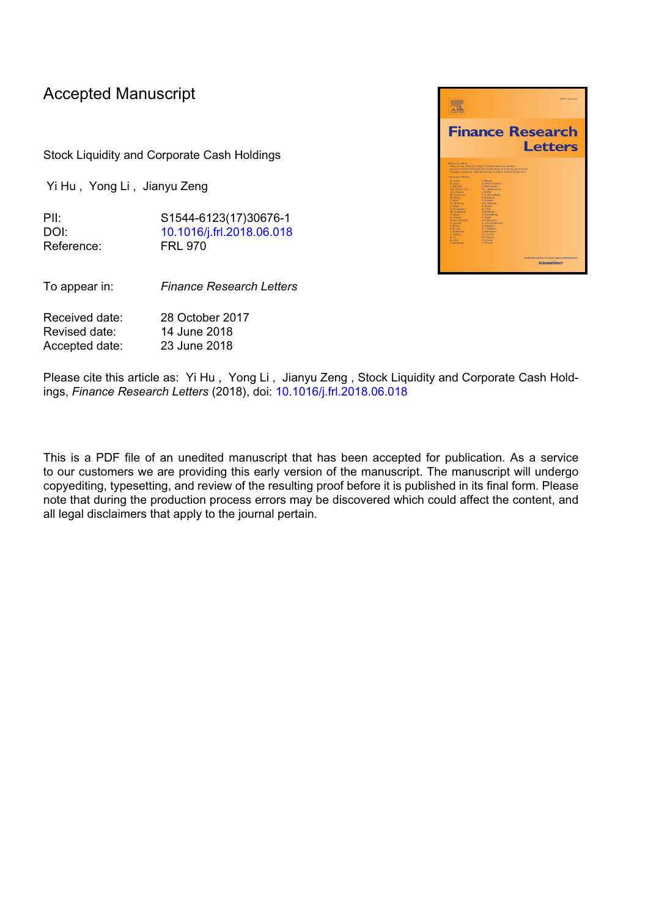# Accepted Manuscript

Stock Liquidity and Corporate Cash Holdings

Yi Hu , Yong Li , Jianyu Zeng

PII: S1544-6123(17)30676-1
DOI: 10.1016/j.frl.2018.06.018
Reference: FRL 970

To appear in: *Finance Research Letters*

Received date: 28 October 2017
Revised date: 14 June 2018
Accepted date: 23 June 2018

Please cite this article as: Yi Hu , Yong Li , Jianyu Zeng , Stock Liquidity and Corporate Cash Holdings, *Finance Research Letters* (2018), doi: 10.1016/j.frl.2018.06.018

This is a PDF file of an unedited manuscript that has been accepted for publication. As a service to our customers we are providing this early version of the manuscript. The manuscript will undergo copyediting, typesetting, and review of the resulting proof before it is published in its final form. Please note that during the production process errors may be discovered which could affect the content, and all legal disclaimers that apply to the journal pertain.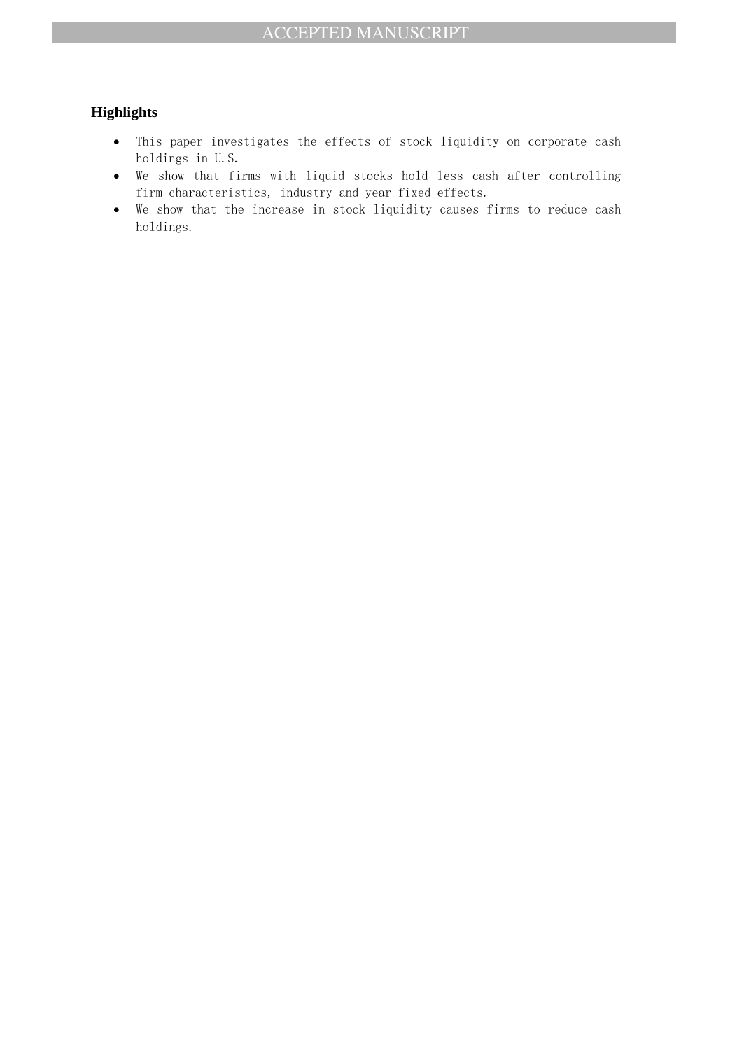## Highlights

- This paper investigates the effects of stock liquidity on corporate cash holdings in U.S.
- We show that firms with liquid stocks hold less cash after controlling firm characteristics, industry and year fixed effects.
- We show that the increase in stock liquidity causes firms to reduce cash holdings.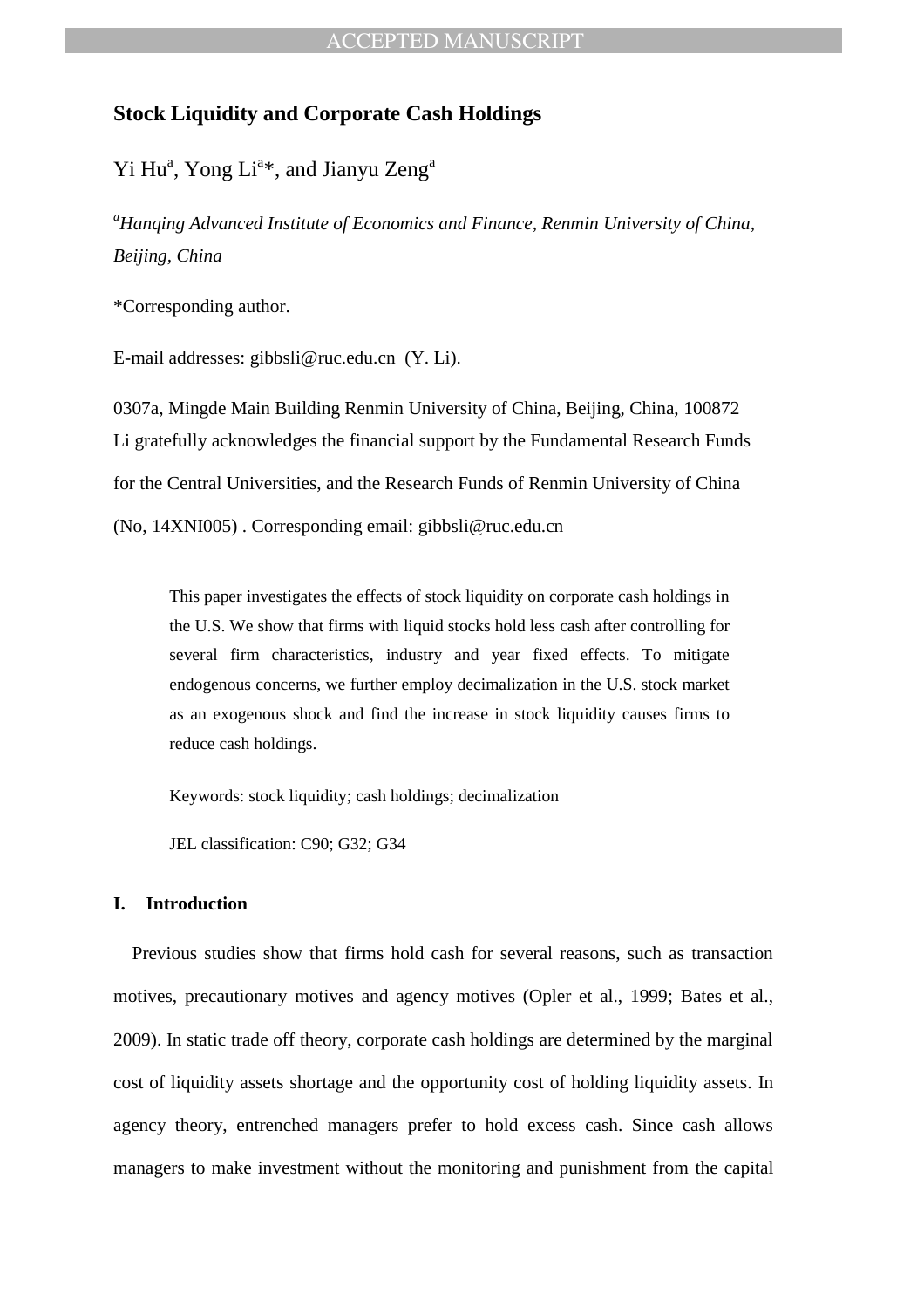# Stock Liquidity and Corporate Cash Holdings

Yi Hu[a], Yong Li[a]*, and Jianyu Zeng[a]

[a]*Hanqing Advanced Institute of Economics and Finance, Renmin University of China, Beijing, China*

*Corresponding author.

E-mail addresses: gibbsli@ruc.edu.cn (Y. Li).

0307a, Mingde Main Building Renmin University of China, Beijing, China, 100872
Li gratefully acknowledges the financial support by the Fundamental Research Funds for the Central Universities, and the Research Funds of Renmin University of China (No, 14XNI005) . Corresponding email: gibbsli@ruc.edu.cn

This paper investigates the effects of stock liquidity on corporate cash holdings in the U.S. We show that firms with liquid stocks hold less cash after controlling for several firm characteristics, industry and year fixed effects. To mitigate endogenous concerns, we further employ decimalization in the U.S. stock market as an exogenous shock and find the increase in stock liquidity causes firms to reduce cash holdings.

Keywords: stock liquidity; cash holdings; decimalization

JEL classification: C90; G32; G34

## I. Introduction

Previous studies show that firms hold cash for several reasons, such as transaction motives, precautionary motives and agency motives (Opler et al., 1999; Bates et al., 2009). In static trade off theory, corporate cash holdings are determined by the marginal cost of liquidity assets shortage and the opportunity cost of holding liquidity assets. In agency theory, entrenched managers prefer to hold excess cash. Since cash allows managers to make investment without the monitoring and punishment from the capital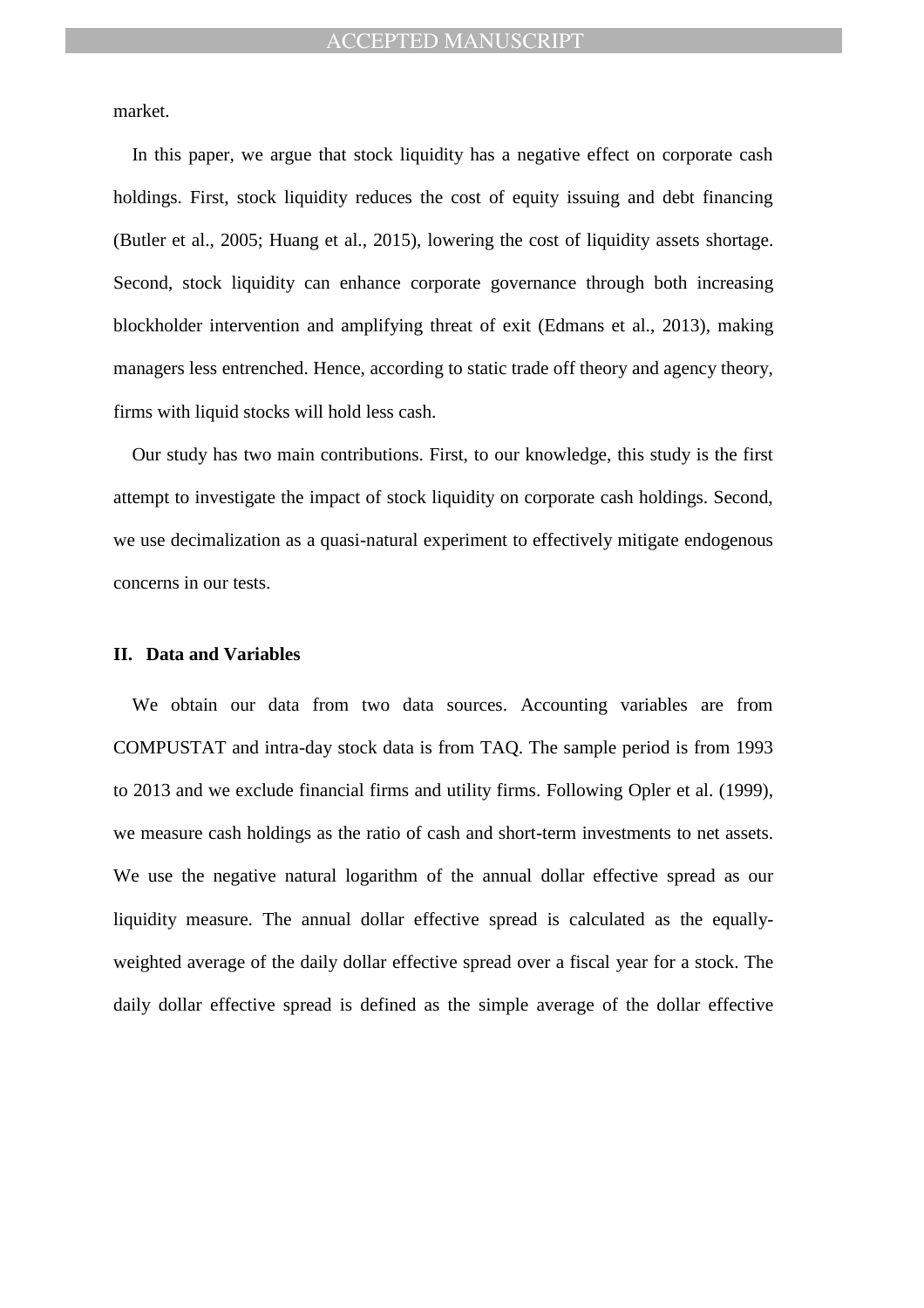market.

In this paper, we argue that stock liquidity has a negative effect on corporate cash holdings. First, stock liquidity reduces the cost of equity issuing and debt financing (Butler et al., 2005; Huang et al., 2015), lowering the cost of liquidity assets shortage. Second, stock liquidity can enhance corporate governance through both increasing blockholder intervention and amplifying threat of exit (Edmans et al., 2013), making managers less entrenched. Hence, according to static trade off theory and agency theory, firms with liquid stocks will hold less cash.

Our study has two main contributions. First, to our knowledge, this study is the first attempt to investigate the impact of stock liquidity on corporate cash holdings. Second, we use decimalization as a quasi-natural experiment to effectively mitigate endogenous concerns in our tests.

## II. Data and Variables

We obtain our data from two data sources. Accounting variables are from COMPUSTAT and intra-day stock data is from TAQ. The sample period is from 1993 to 2013 and we exclude financial firms and utility firms. Following Opler et al. (1999), we measure cash holdings as the ratio of cash and short-term investments to net assets. We use the negative natural logarithm of the annual dollar effective spread as our liquidity measure. The annual dollar effective spread is calculated as the equally-weighted average of the daily dollar effective spread over a fiscal year for a stock. The daily dollar effective spread is defined as the simple average of the dollar effective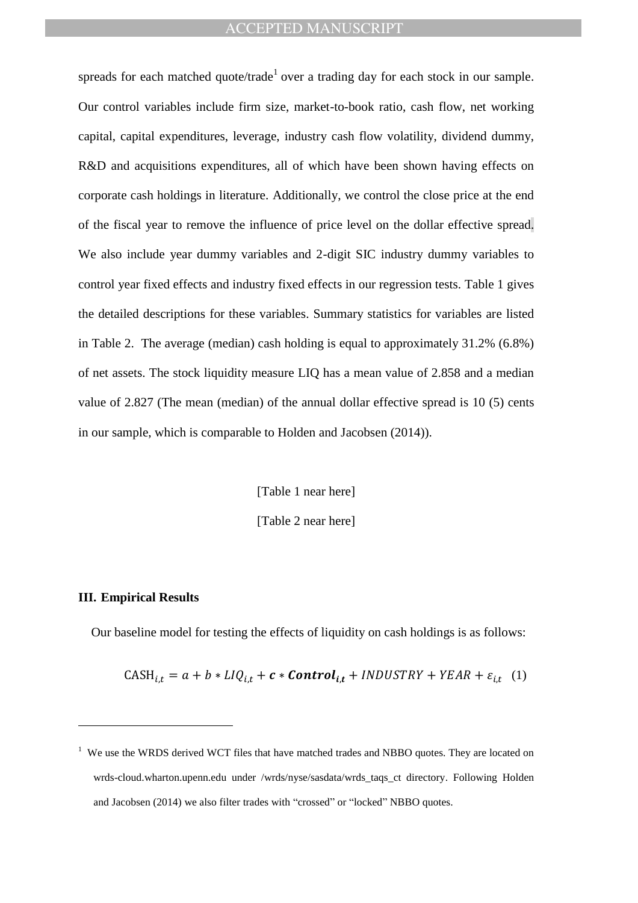spreads for each matched quote/trade[1] over a trading day for each stock in our sample. Our control variables include firm size, market-to-book ratio, cash flow, net working capital, capital expenditures, leverage, industry cash flow volatility, dividend dummy, R&D and acquisitions expenditures, all of which have been shown having effects on corporate cash holdings in literature. Additionally, we control the close price at the end of the fiscal year to remove the influence of price level on the dollar effective spread. We also include year dummy variables and 2-digit SIC industry dummy variables to control year fixed effects and industry fixed effects in our regression tests. Table 1 gives the detailed descriptions for these variables. Summary statistics for variables are listed in Table 2. The average (median) cash holding is equal to approximately 31.2% (6.8%) of net assets. The stock liquidity measure LIQ has a mean value of 2.858 and a median value of 2.827 (The mean (median) of the annual dollar effective spread is 10 (5) cents in our sample, which is comparable to Holden and Jacobsen (2014)).

[Table 1 near here]

[Table 2 near here]

### III. Empirical Results

Our baseline model for testing the effects of liquidity on cash holdings is as follows:

$$\text{CASH}_{i,t} = a + b * LIQ_{i,t} + \boldsymbol{c} * \boldsymbol{Control_{i,t}} + INDUSTRY + YEAR + \varepsilon_{i,t} \quad (1)$$

---

[1] We use the WRDS derived WCT files that have matched trades and NBBO quotes. They are located on wrds-cloud.wharton.upenn.edu under /wrds/nyse/sasdata/wrds_taqs_ct directory. Following Holden and Jacobsen (2014) we also filter trades with "crossed" or "locked" NBBO quotes.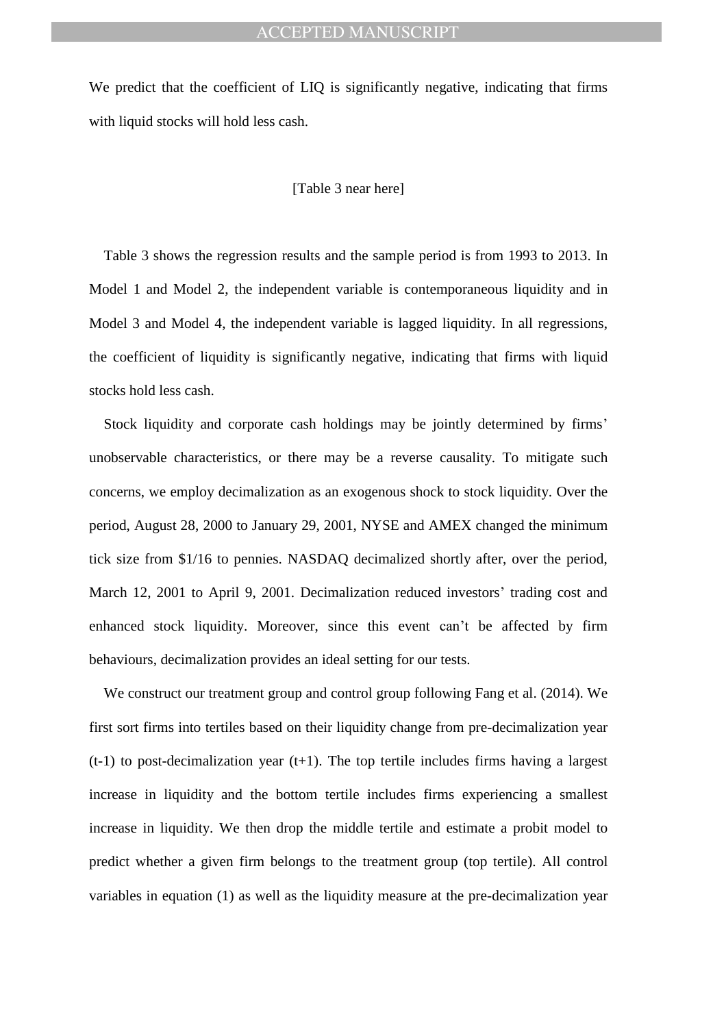We predict that the coefficient of LIQ is significantly negative, indicating that firms with liquid stocks will hold less cash.

[Table 3 near here]

Table 3 shows the regression results and the sample period is from 1993 to 2013. In Model 1 and Model 2, the independent variable is contemporaneous liquidity and in Model 3 and Model 4, the independent variable is lagged liquidity. In all regressions, the coefficient of liquidity is significantly negative, indicating that firms with liquid stocks hold less cash.

Stock liquidity and corporate cash holdings may be jointly determined by firms' unobservable characteristics, or there may be a reverse causality. To mitigate such concerns, we employ decimalization as an exogenous shock to stock liquidity. Over the period, August 28, 2000 to January 29, 2001, NYSE and AMEX changed the minimum tick size from $1/16 to pennies. NASDAQ decimalized shortly after, over the period, March 12, 2001 to April 9, 2001. Decimalization reduced investors' trading cost and enhanced stock liquidity. Moreover, since this event can't be affected by firm behaviours, decimalization provides an ideal setting for our tests.

We construct our treatment group and control group following Fang et al. (2014). We first sort firms into tertiles based on their liquidity change from pre-decimalization year (t-1) to post-decimalization year (t+1). The top tertile includes firms having a largest increase in liquidity and the bottom tertile includes firms experiencing a smallest increase in liquidity. We then drop the middle tertile and estimate a probit model to predict whether a given firm belongs to the treatment group (top tertile). All control variables in equation (1) as well as the liquidity measure at the pre-decimalization year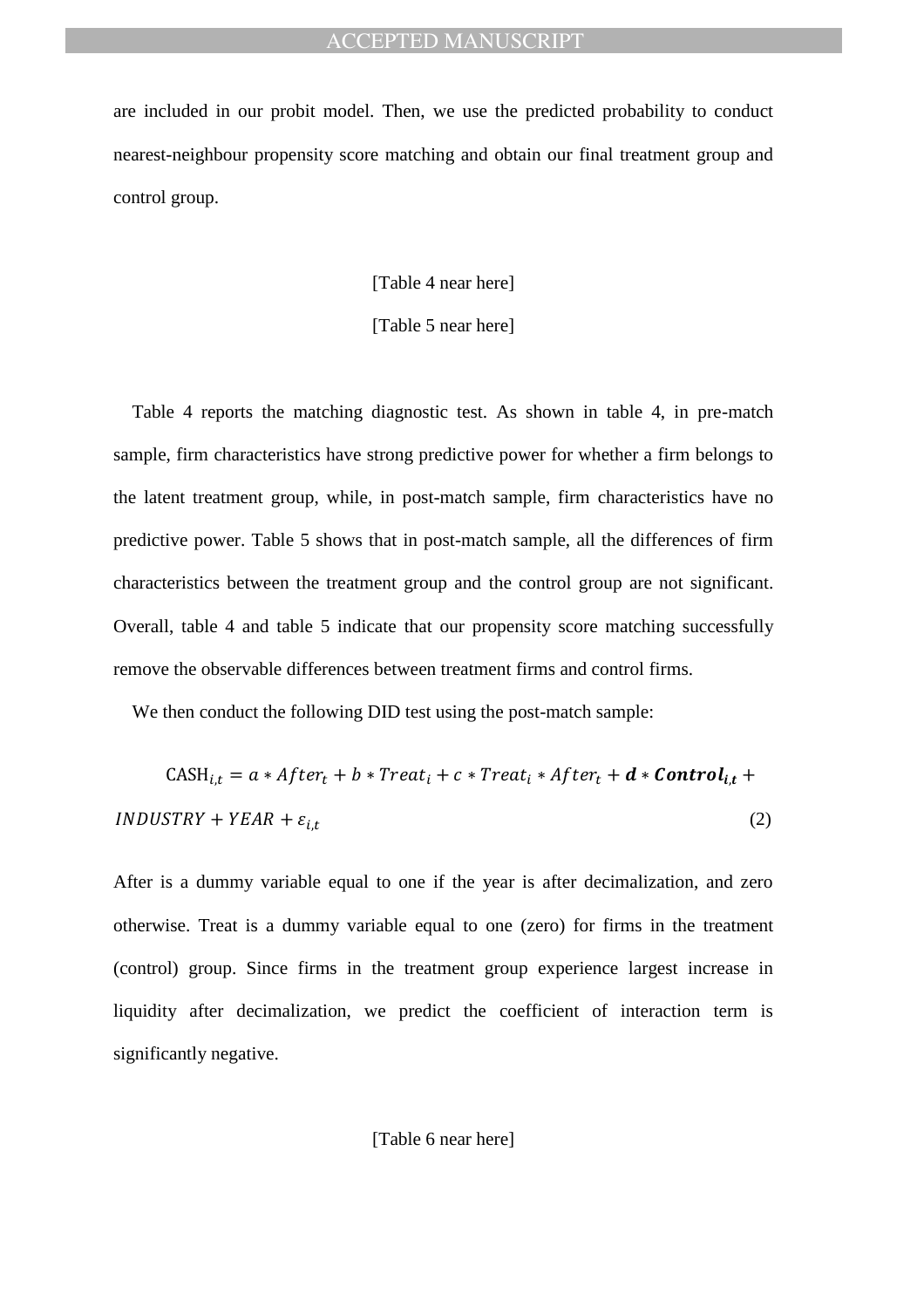are included in our probit model. Then, we use the predicted probability to conduct nearest-neighbour propensity score matching and obtain our final treatment group and control group.

[Table 4 near here]

[Table 5 near here]

Table 4 reports the matching diagnostic test. As shown in table 4, in pre-match sample, firm characteristics have strong predictive power for whether a firm belongs to the latent treatment group, while, in post-match sample, firm characteristics have no predictive power. Table 5 shows that in post-match sample, all the differences of firm characteristics between the treatment group and the control group are not significant. Overall, table 4 and table 5 indicate that our propensity score matching successfully remove the observable differences between treatment firms and control firms.

We then conduct the following DID test using the post-match sample:

$$\text{CASH}_{i,t} = a * After_t + b * Treat_i + c * Treat_i * After_t + \boldsymbol{d} * \boldsymbol{Control_{i,t}} + INDUSTRY + YEAR + \varepsilon_{i,t} \tag{2}$$

After is a dummy variable equal to one if the year is after decimalization, and zero otherwise. Treat is a dummy variable equal to one (zero) for firms in the treatment (control) group. Since firms in the treatment group experience largest increase in liquidity after decimalization, we predict the coefficient of interaction term is significantly negative.

[Table 6 near here]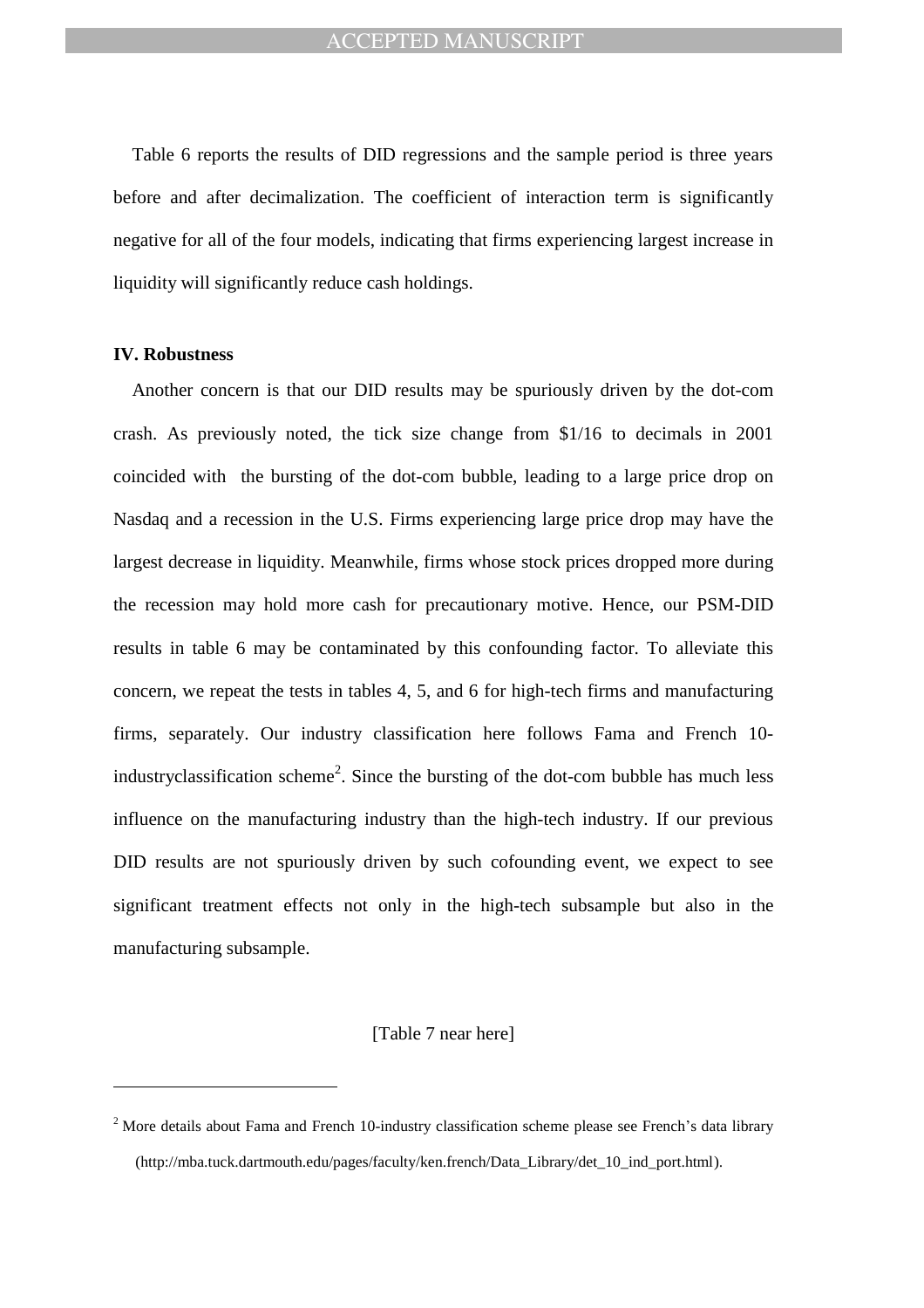Table 6 reports the results of DID regressions and the sample period is three years before and after decimalization. The coefficient of interaction term is significantly negative for all of the four models, indicating that firms experiencing largest increase in liquidity will significantly reduce cash holdings.

**IV. Robustness**

Another concern is that our DID results may be spuriously driven by the dot-com crash. As previously noted, the tick size change from $1/16 to decimals in 2001 coincided with the bursting of the dot-com bubble, leading to a large price drop on Nasdaq and a recession in the U.S. Firms experiencing large price drop may have the largest decrease in liquidity. Meanwhile, firms whose stock prices dropped more during the recession may hold more cash for precautionary motive. Hence, our PSM-DID results in table 6 may be contaminated by this confounding factor. To alleviate this concern, we repeat the tests in tables 4, 5, and 6 for high-tech firms and manufacturing firms, separately. Our industry classification here follows Fama and French 10-industryclassification scheme[2]. Since the bursting of the dot-com bubble has much less influence on the manufacturing industry than the high-tech industry. If our previous DID results are not spuriously driven by such cofounding event, we expect to see significant treatment effects not only in the high-tech subsample but also in the manufacturing subsample.

[Table 7 near here]

---

[2] More details about Fama and French 10-industry classification scheme please see French's data library (http://mba.tuck.dartmouth.edu/pages/faculty/ken.french/Data_Library/det_10_ind_port.html).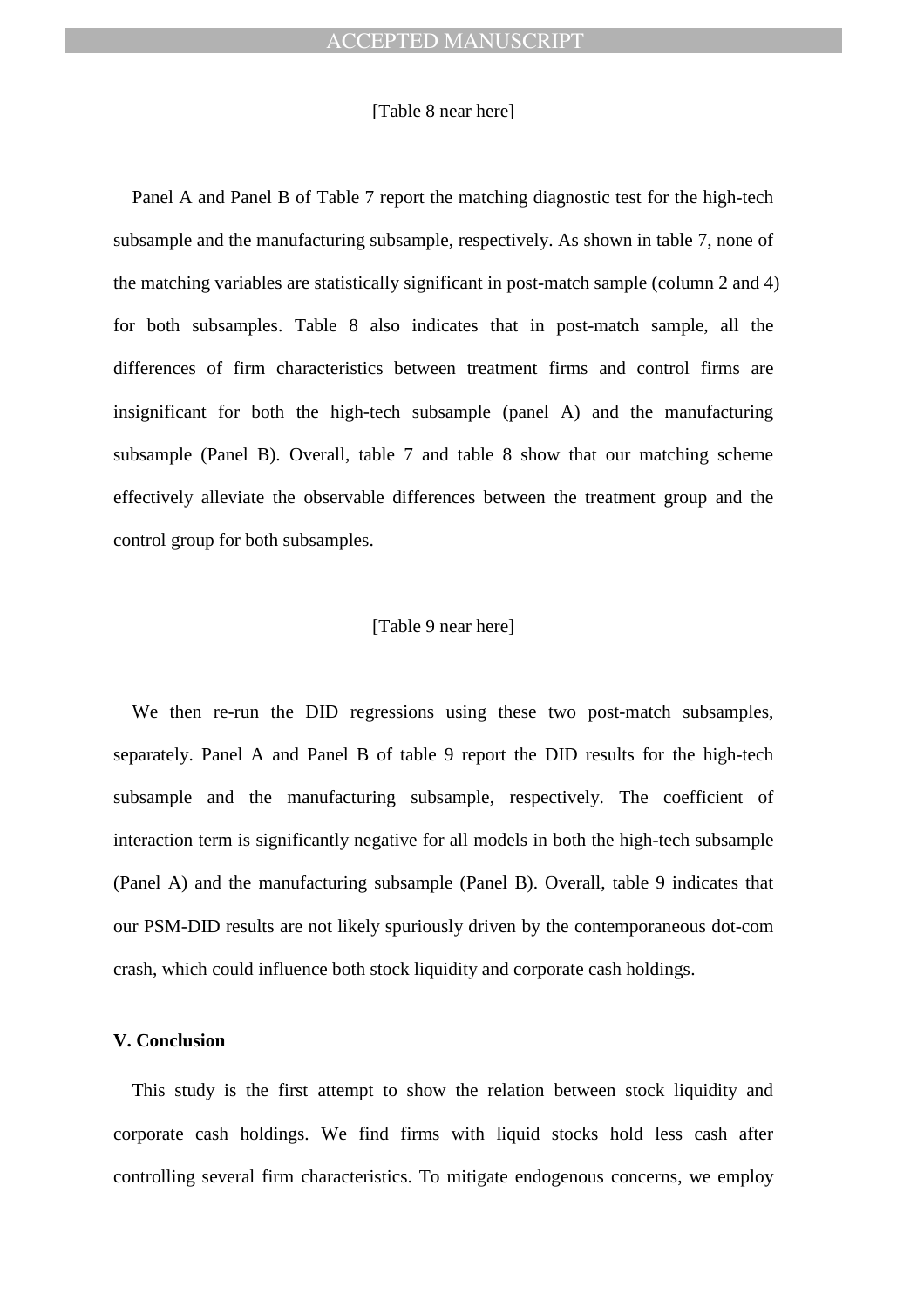[Table 8 near here]

Panel A and Panel B of Table 7 report the matching diagnostic test for the high-tech subsample and the manufacturing subsample, respectively. As shown in table 7, none of the matching variables are statistically significant in post-match sample (column 2 and 4) for both subsamples. Table 8 also indicates that in post-match sample, all the differences of firm characteristics between treatment firms and control firms are insignificant for both the high-tech subsample (panel A) and the manufacturing subsample (Panel B). Overall, table 7 and table 8 show that our matching scheme effectively alleviate the observable differences between the treatment group and the control group for both subsamples.

[Table 9 near here]

We then re-run the DID regressions using these two post-match subsamples, separately. Panel A and Panel B of table 9 report the DID results for the high-tech subsample and the manufacturing subsample, respectively. The coefficient of interaction term is significantly negative for all models in both the high-tech subsample (Panel A) and the manufacturing subsample (Panel B). Overall, table 9 indicates that our PSM-DID results are not likely spuriously driven by the contemporaneous dot-com crash, which could influence both stock liquidity and corporate cash holdings.

## V. Conclusion

This study is the first attempt to show the relation between stock liquidity and corporate cash holdings. We find firms with liquid stocks hold less cash after controlling several firm characteristics. To mitigate endogenous concerns, we employ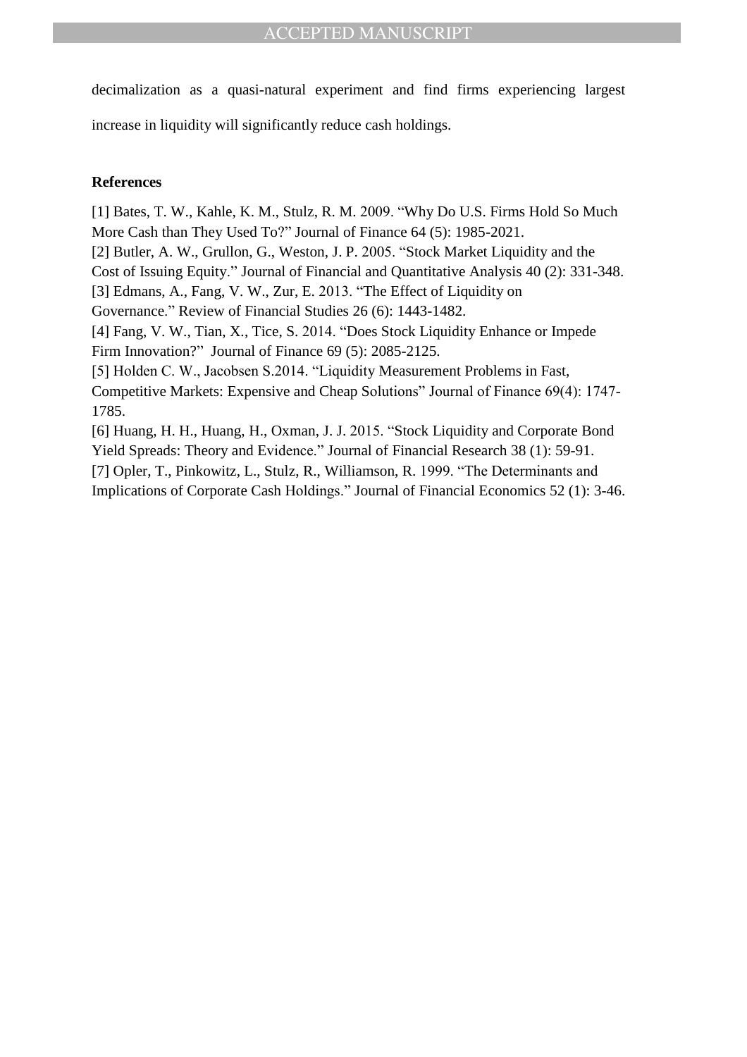decimalization as a quasi-natural experiment and find firms experiencing largest increase in liquidity will significantly reduce cash holdings.

## References

[1] Bates, T. W., Kahle, K. M., Stulz, R. M. 2009. "Why Do U.S. Firms Hold So Much More Cash than They Used To?" Journal of Finance 64 (5): 1985-2021.

[2] Butler, A. W., Grullon, G., Weston, J. P. 2005. "Stock Market Liquidity and the Cost of Issuing Equity." Journal of Financial and Quantitative Analysis 40 (2): 331-348.

[3] Edmans, A., Fang, V. W., Zur, E. 2013. "The Effect of Liquidity on Governance." Review of Financial Studies 26 (6): 1443-1482.

[4] Fang, V. W., Tian, X., Tice, S. 2014. "Does Stock Liquidity Enhance or Impede Firm Innovation?" Journal of Finance 69 (5): 2085-2125.

[5] Holden C. W., Jacobsen S.2014. "Liquidity Measurement Problems in Fast, Competitive Markets: Expensive and Cheap Solutions" Journal of Finance 69(4): 1747-1785.

[6] Huang, H. H., Huang, H., Oxman, J. J. 2015. "Stock Liquidity and Corporate Bond Yield Spreads: Theory and Evidence." Journal of Financial Research 38 (1): 59-91.

[7] Opler, T., Pinkowitz, L., Stulz, R., Williamson, R. 1999. "The Determinants and Implications of Corporate Cash Holdings." Journal of Financial Economics 52 (1): 3-46.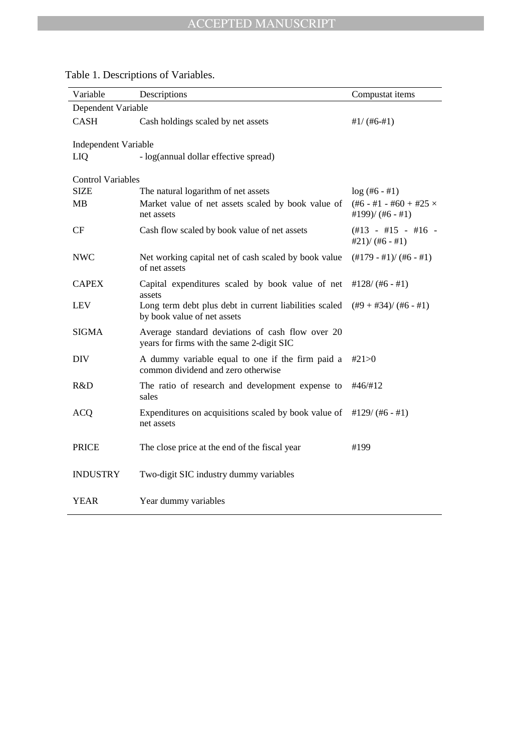Table 1. Descriptions of Variables.

| Variable | Descriptions | Compustat items |
|---|---|---|
| Dependent Variable | | |
| CASH | Cash holdings scaled by net assets | #1/ (#6-#1) |
| Independent Variable | | |
| LIQ | - log(annual dollar effective spread) | |
| Control Variables | | |
| SIZE | The natural logarithm of net assets | log (#6 - #1) |
| MB | Market value of net assets scaled by book value of net assets | (#6 - #1 - #60 + #25 × #199)/ (#6 - #1) |
| CF | Cash flow scaled by book value of net assets | (#13 - #15 - #16 - #21)/ (#6 - #1) |
| NWC | Net working capital net of cash scaled by book value of net assets | (#179 - #1)/ (#6 - #1) |
| CAPEX | Capital expenditures scaled by book value of net assets | #128/ (#6 - #1) |
| LEV | Long term debt plus debt in current liabilities scaled by book value of net assets | (#9 + #34)/ (#6 - #1) |
| SIGMA | Average standard deviations of cash flow over 20 years for firms with the same 2-digit SIC | |
| DIV | A dummy variable equal to one if the firm paid a common dividend and zero otherwise | #21>0 |
| R&D | The ratio of research and development expense to sales | #46/#12 |
| ACQ | Expenditures on acquisitions scaled by book value of net assets | #129/ (#6 - #1) |
| PRICE | The close price at the end of the fiscal year | #199 |
| INDUSTRY | Two-digit SIC industry dummy variables | |
| YEAR | Year dummy variables | |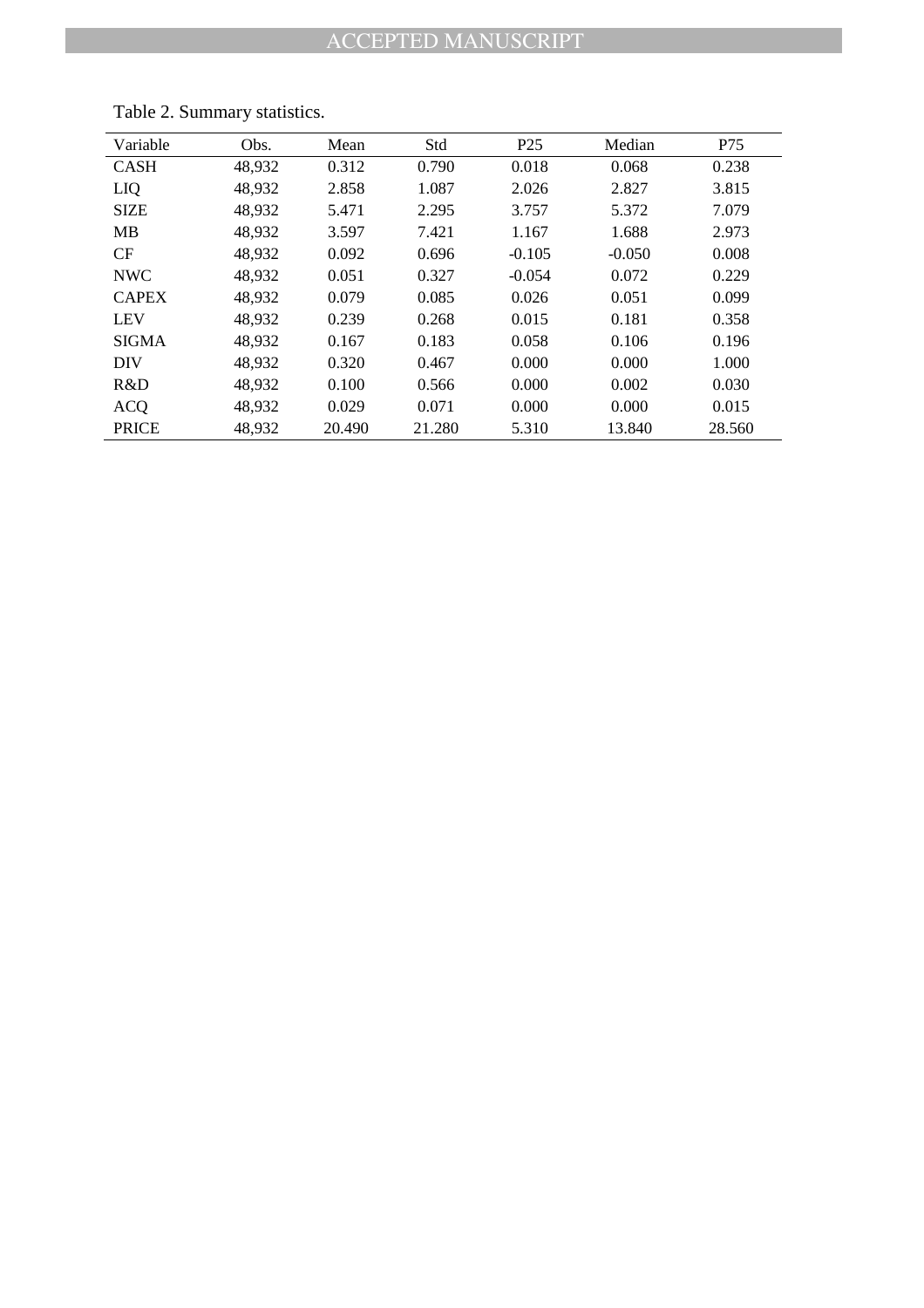Table 2. Summary statistics.

| Variable | Obs. | Mean | Std | P25 | Median | P75 |
|---|---|---|---|---|---|---|
| CASH | 48,932 | 0.312 | 0.790 | 0.018 | 0.068 | 0.238 |
| LIQ | 48,932 | 2.858 | 1.087 | 2.026 | 2.827 | 3.815 |
| SIZE | 48,932 | 5.471 | 2.295 | 3.757 | 5.372 | 7.079 |
| MB | 48,932 | 3.597 | 7.421 | 1.167 | 1.688 | 2.973 |
| CF | 48,932 | 0.092 | 0.696 | -0.105 | -0.050 | 0.008 |
| NWC | 48,932 | 0.051 | 0.327 | -0.054 | 0.072 | 0.229 |
| CAPEX | 48,932 | 0.079 | 0.085 | 0.026 | 0.051 | 0.099 |
| LEV | 48,932 | 0.239 | 0.268 | 0.015 | 0.181 | 0.358 |
| SIGMA | 48,932 | 0.167 | 0.183 | 0.058 | 0.106 | 0.196 |
| DIV | 48,932 | 0.320 | 0.467 | 0.000 | 0.000 | 1.000 |
| R&D | 48,932 | 0.100 | 0.566 | 0.000 | 0.002 | 0.030 |
| ACQ | 48,932 | 0.029 | 0.071 | 0.000 | 0.000 | 0.015 |
| PRICE | 48,932 | 20.490 | 21.280 | 5.310 | 13.840 | 28.560 |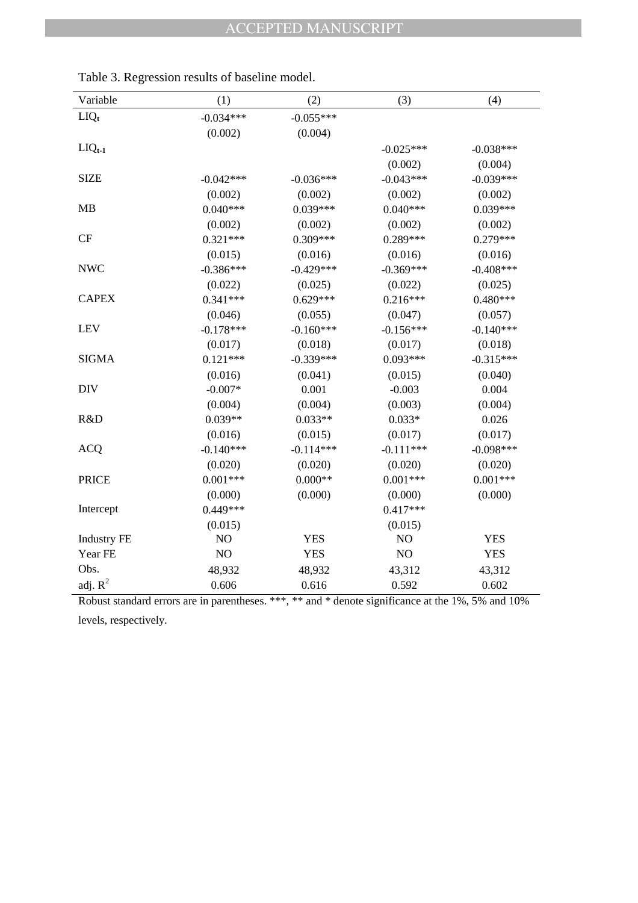Table 3. Regression results of baseline model.

| Variable | (1) | (2) | (3) | (4) |
|---|---|---|---|---|
| $LIQ_t$ | -0.034*** | -0.055*** | | |
| | (0.002) | (0.004) | | |
| $LIQ_{t-1}$ | | | -0.025*** | -0.038*** |
| | | | (0.002) | (0.004) |
| SIZE | -0.042*** | -0.036*** | -0.043*** | -0.039*** |
| | (0.002) | (0.002) | (0.002) | (0.002) |
| MB | 0.040*** | 0.039*** | 0.040*** | 0.039*** |
| | (0.002) | (0.002) | (0.002) | (0.002) |
| CF | 0.321*** | 0.309*** | 0.289*** | 0.279*** |
| | (0.015) | (0.016) | (0.016) | (0.016) |
| NWC | -0.386*** | -0.429*** | -0.369*** | -0.408*** |
| | (0.022) | (0.025) | (0.022) | (0.025) |
| CAPEX | 0.341*** | 0.629*** | 0.216*** | 0.480*** |
| | (0.046) | (0.055) | (0.047) | (0.057) |
| LEV | -0.178*** | -0.160*** | -0.156*** | -0.140*** |
| | (0.017) | (0.018) | (0.017) | (0.018) |
| SIGMA | 0.121*** | -0.339*** | 0.093*** | -0.315*** |
| | (0.016) | (0.041) | (0.015) | (0.040) |
| DIV | -0.007* | 0.001 | -0.003 | 0.004 |
| | (0.004) | (0.004) | (0.003) | (0.004) |
| R&D | 0.039** | 0.033** | 0.033* | 0.026 |
| | (0.016) | (0.015) | (0.017) | (0.017) |
| ACQ | -0.140*** | -0.114*** | -0.111*** | -0.098*** |
| | (0.020) | (0.020) | (0.020) | (0.020) |
| PRICE | 0.001*** | 0.000** | 0.001*** | 0.001*** |
| | (0.000) | (0.000) | (0.000) | (0.000) |
| Intercept | 0.449*** | | 0.417*** | |
| | (0.015) | | (0.015) | |
| Industry FE | NO | YES | NO | YES |
| Year FE | NO | YES | NO | YES |
| Obs. | 48,932 | 48,932 | 43,312 | 43,312 |
| adj. $R^2$ | 0.606 | 0.616 | 0.592 | 0.602 |

Robust standard errors are in parentheses. ***, ** and * denote significance at the 1%, 5% and 10% levels, respectively.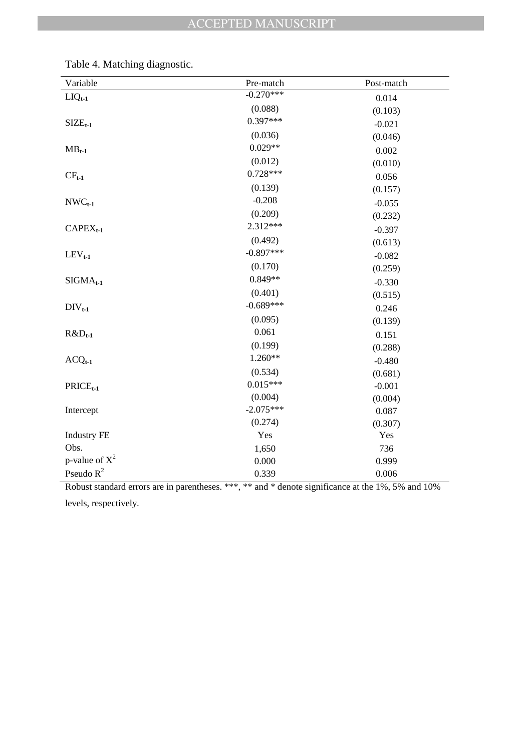Table 4. Matching diagnostic.

| Variable | Pre-match | Post-match |
|---|---|---|
| $LIQ_{t-1}$ | -0.270*** | 0.014 |
| | (0.088) | (0.103) |
| $SIZE_{t-1}$ | 0.397*** | -0.021 |
| | (0.036) | (0.046) |
| $MB_{t-1}$ | 0.029** | 0.002 |
| | (0.012) | (0.010) |
| $CF_{t-1}$ | 0.728*** | 0.056 |
| | (0.139) | (0.157) |
| $NWC_{t-1}$ | -0.208 | -0.055 |
| | (0.209) | (0.232) |
| $CAPEX_{t-1}$ | 2.312*** | -0.397 |
| | (0.492) | (0.613) |
| $LEV_{t-1}$ | -0.897*** | -0.082 |
| | (0.170) | (0.259) |
| $SIGMA_{t-1}$ | 0.849** | -0.330 |
| | (0.401) | (0.515) |
| $DIV_{t-1}$ | -0.689*** | 0.246 |
| | (0.095) | (0.139) |
| $R\&D_{t-1}$ | 0.061 | 0.151 |
| | (0.199) | (0.288) |
| $ACQ_{t-1}$ | 1.260** | -0.480 |
| | (0.534) | (0.681) |
| $PRICE_{t-1}$ | 0.015*** | -0.001 |
| | (0.004) | (0.004) |
| Intercept | -2.075*** | 0.087 |
| | (0.274) | (0.307) |
| Industry FE | Yes | Yes |
| Obs. | 1,650 | 736 |
| p-value of $X^2$ | 0.000 | 0.999 |
| Pseudo $R^2$ | 0.339 | 0.006 |

Robust standard errors are in parentheses. ***, ** and * denote significance at the 1%, 5% and 10% levels, respectively.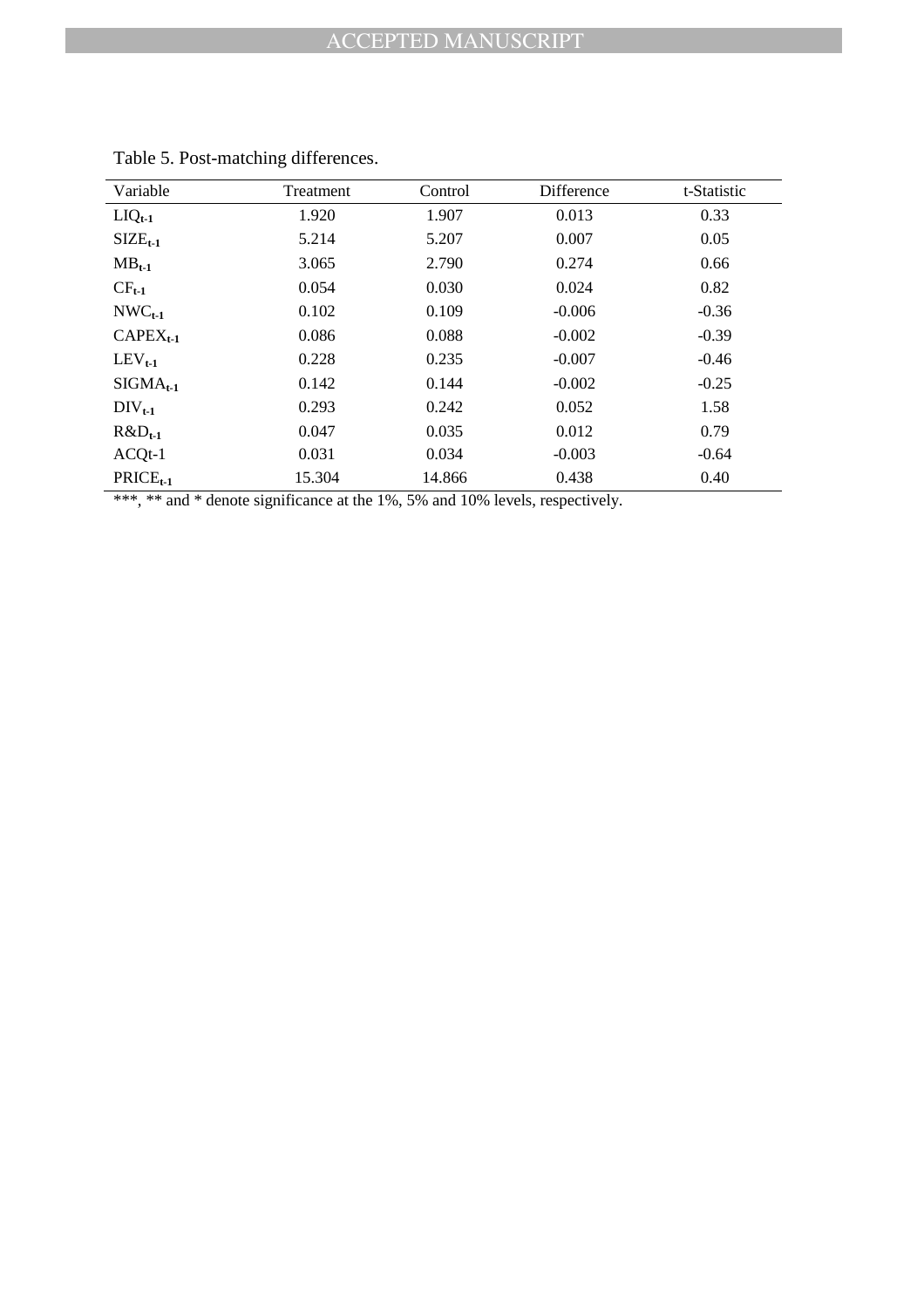Table 5. Post-matching differences.

| Variable | Treatment | Control | Difference | t-Statistic |
|---|---|---|---|---|
| $LIQ_{t-1}$ | 1.920 | 1.907 | 0.013 | 0.33 |
| $SIZE_{t-1}$ | 5.214 | 5.207 | 0.007 | 0.05 |
| $MB_{t-1}$ | 3.065 | 2.790 | 0.274 | 0.66 |
| $CF_{t-1}$ | 0.054 | 0.030 | 0.024 | 0.82 |
| $NWC_{t-1}$ | 0.102 | 0.109 | -0.006 | -0.36 |
| $CAPEX_{t-1}$ | 0.086 | 0.088 | -0.002 | -0.39 |
| $LEV_{t-1}$ | 0.228 | 0.235 | -0.007 | -0.46 |
| $SIGMA_{t-1}$ | 0.142 | 0.144 | -0.002 | -0.25 |
| $DIV_{t-1}$ | 0.293 | 0.242 | 0.052 | 1.58 |
| $R\&D_{t-1}$ | 0.047 | 0.035 | 0.012 | 0.79 |
| ACQt-1 | 0.031 | 0.034 | -0.003 | -0.64 |
| $PRICE_{t-1}$ | 15.304 | 14.866 | 0.438 | 0.40 |

***, ** and * denote significance at the 1%, 5% and 10% levels, respectively.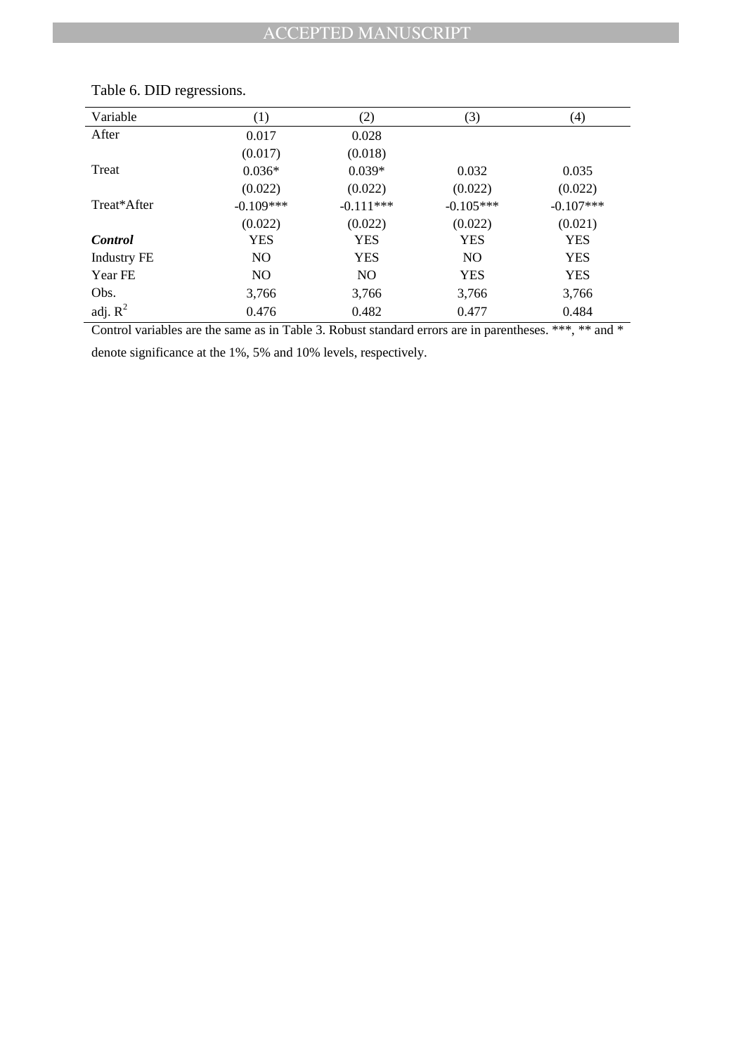Table 6. DID regressions.

| Variable | (1) | (2) | (3) | (4) |
|---|---|---|---|---|
| After | 0.017 | 0.028 | | |
| | (0.017) | (0.018) | | |
| Treat | 0.036* | 0.039* | 0.032 | 0.035 |
| | (0.022) | (0.022) | (0.022) | (0.022) |
| Treat*After | -0.109*** | -0.111*** | -0.105*** | -0.107*** |
| | (0.022) | (0.022) | (0.022) | (0.021) |
| ***Control*** | YES | YES | YES | YES |
| Industry FE | NO | YES | NO | YES |
| Year FE | NO | NO | YES | YES |
| Obs. | 3,766 | 3,766 | 3,766 | 3,766 |
| adj. $R^2$ | 0.476 | 0.482 | 0.477 | 0.484 |

Control variables are the same as in Table 3. Robust standard errors are in parentheses. ***, ** and * denote significance at the 1%, 5% and 10% levels, respectively.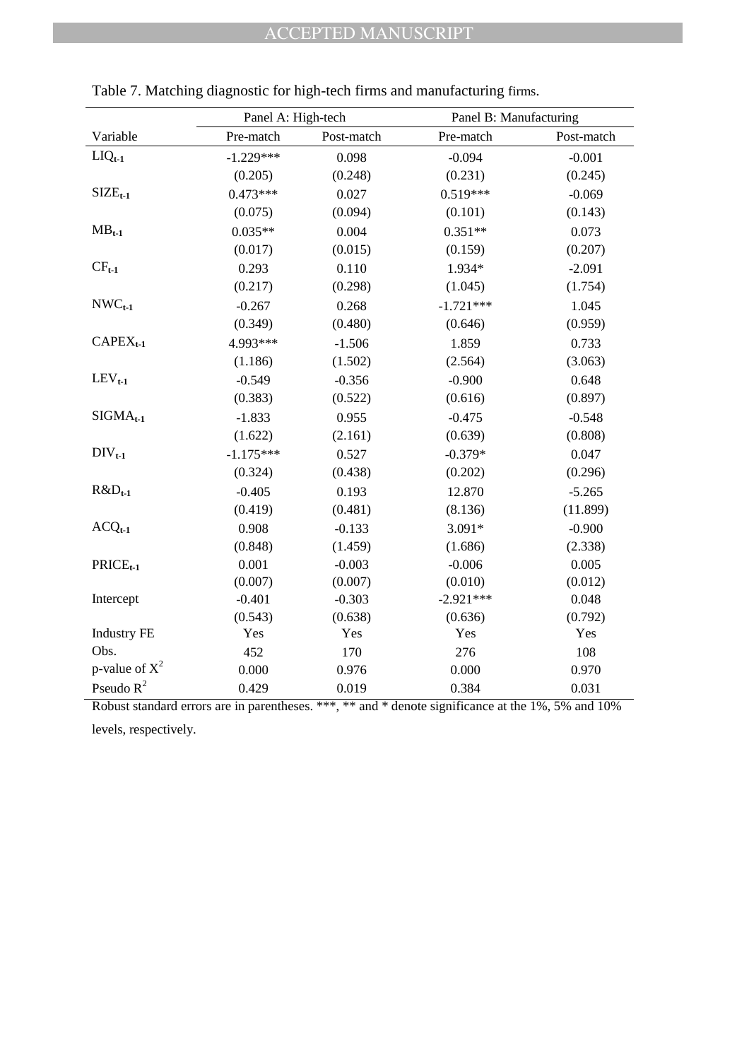Table 7. Matching diagnostic for high-tech firms and manufacturing firms.

| | Panel A: High-tech | | Panel B: Manufacturing | |
|---|---|---|---|---|
| Variable | Pre-match | Post-match | Pre-match | Post-match |
| $LIQ_{t-1}$ | -1.229*** | 0.098 | -0.094 | -0.001 |
| | (0.205) | (0.248) | (0.231) | (0.245) |
| $SIZE_{t-1}$ | 0.473*** | 0.027 | 0.519*** | -0.069 |
| | (0.075) | (0.094) | (0.101) | (0.143) |
| $MB_{t-1}$ | 0.035** | 0.004 | 0.351** | 0.073 |
| | (0.017) | (0.015) | (0.159) | (0.207) |
| $CF_{t-1}$ | 0.293 | 0.110 | 1.934* | -2.091 |
| | (0.217) | (0.298) | (1.045) | (1.754) |
| $NWC_{t-1}$ | -0.267 | 0.268 | -1.721*** | 1.045 |
| | (0.349) | (0.480) | (0.646) | (0.959) |
| $CAPEX_{t-1}$ | 4.993*** | -1.506 | 1.859 | 0.733 |
| | (1.186) | (1.502) | (2.564) | (3.063) |
| $LEV_{t-1}$ | -0.549 | -0.356 | -0.900 | 0.648 |
| | (0.383) | (0.522) | (0.616) | (0.897) |
| $SIGMA_{t-1}$ | -1.833 | 0.955 | -0.475 | -0.548 |
| | (1.622) | (2.161) | (0.639) | (0.808) |
| $DIV_{t-1}$ | -1.175*** | 0.527 | -0.379* | 0.047 |
| | (0.324) | (0.438) | (0.202) | (0.296) |
| $R\&D_{t-1}$ | -0.405 | 0.193 | 12.870 | -5.265 |
| | (0.419) | (0.481) | (8.136) | (11.899) |
| $ACQ_{t-1}$ | 0.908 | -0.133 | 3.091* | -0.900 |
| | (0.848) | (1.459) | (1.686) | (2.338) |
| $PRICE_{t-1}$ | 0.001 | -0.003 | -0.006 | 0.005 |
| | (0.007) | (0.007) | (0.010) | (0.012) |
| Intercept | -0.401 | -0.303 | -2.921*** | 0.048 |
| | (0.543) | (0.638) | (0.636) | (0.792) |
| Industry FE | Yes | Yes | Yes | Yes |
| Obs. | 452 | 170 | 276 | 108 |
| p-value of $X^2$ | 0.000 | 0.976 | 0.000 | 0.970 |
| Pseudo $R^2$ | 0.429 | 0.019 | 0.384 | 0.031 |

Robust standard errors are in parentheses. ***, ** and * denote significance at the 1%, 5% and 10% levels, respectively.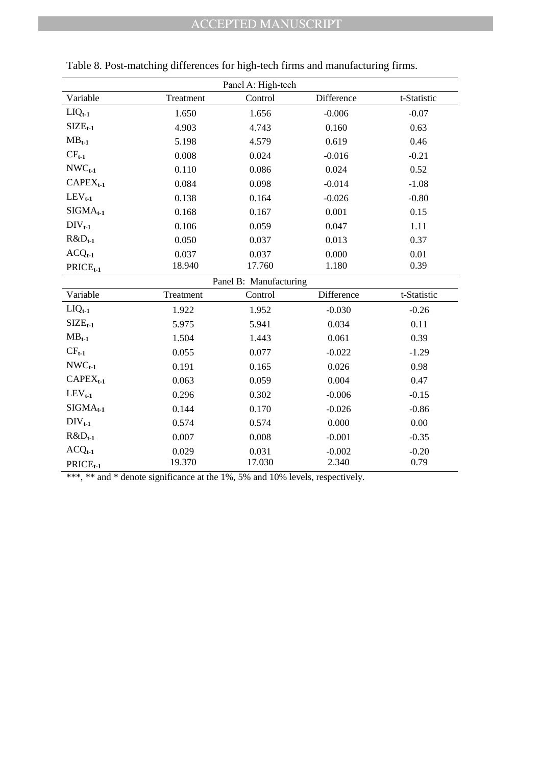Table 8. Post-matching differences for high-tech firms and manufacturing firms.

| Panel A: High-tech | | | | |
|---|---|---|---|---|
| Variable | Treatment | Control | Difference | t-Statistic |
| $LIQ_{t-1}$ | 1.650 | 1.656 | -0.006 | -0.07 |
| $SIZE_{t-1}$ | 4.903 | 4.743 | 0.160 | 0.63 |
| $MB_{t-1}$ | 5.198 | 4.579 | 0.619 | 0.46 |
| $CF_{t-1}$ | 0.008 | 0.024 | -0.016 | -0.21 |
| $NWC_{t-1}$ | 0.110 | 0.086 | 0.024 | 0.52 |
| $CAPEX_{t-1}$ | 0.084 | 0.098 | -0.014 | -1.08 |
| $LEV_{t-1}$ | 0.138 | 0.164 | -0.026 | -0.80 |
| $SIGMA_{t-1}$ | 0.168 | 0.167 | 0.001 | 0.15 |
| $DIV_{t-1}$ | 0.106 | 0.059 | 0.047 | 1.11 |
| $R\&D_{t-1}$ | 0.050 | 0.037 | 0.013 | 0.37 |
| $ACQ_{t-1}$ | 0.037 | 0.037 | 0.000 | 0.01 |
| $PRICE_{t-1}$ | 18.940 | 17.760 | 1.180 | 0.39 |

| Panel B: Manufacturing | | | | |
|---|---|---|---|---|
| Variable | Treatment | Control | Difference | t-Statistic |
| $LIQ_{t-1}$ | 1.922 | 1.952 | -0.030 | -0.26 |
| $SIZE_{t-1}$ | 5.975 | 5.941 | 0.034 | 0.11 |
| $MB_{t-1}$ | 1.504 | 1.443 | 0.061 | 0.39 |
| $CF_{t-1}$ | 0.055 | 0.077 | -0.022 | -1.29 |
| $NWC_{t-1}$ | 0.191 | 0.165 | 0.026 | 0.98 |
| $CAPEX_{t-1}$ | 0.063 | 0.059 | 0.004 | 0.47 |
| $LEV_{t-1}$ | 0.296 | 0.302 | -0.006 | -0.15 |
| $SIGMA_{t-1}$ | 0.144 | 0.170 | -0.026 | -0.86 |
| $DIV_{t-1}$ | 0.574 | 0.574 | 0.000 | 0.00 |
| $R\&D_{t-1}$ | 0.007 | 0.008 | -0.001 | -0.35 |
| $ACQ_{t-1}$ | 0.029 | 0.031 | -0.002 | -0.20 |
| $PRICE_{t-1}$ | 19.370 | 17.030 | 2.340 | 0.79 |

***, ** and * denote significance at the 1%, 5% and 10% levels, respectively.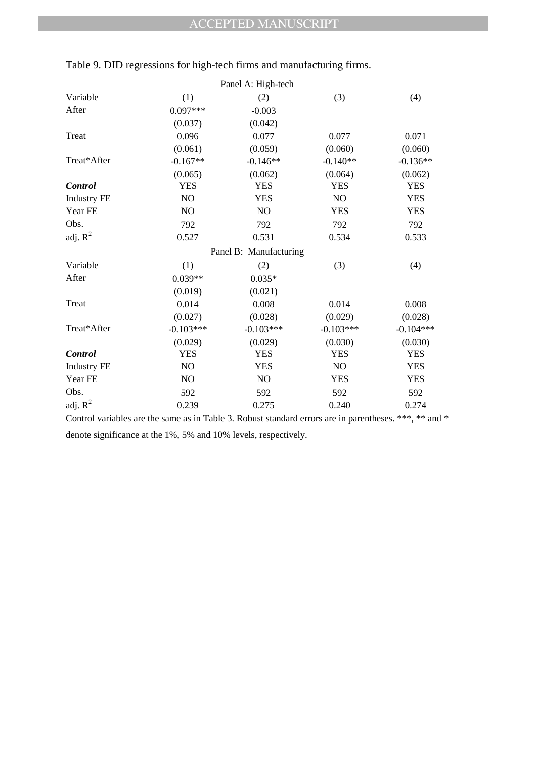Table 9. DID regressions for high-tech firms and manufacturing firms.

| Panel A: High-tech | | | | |
|---|---|---|---|---|
| Variable | (1) | (2) | (3) | (4) |
| After | 0.097*** | -0.003 | | |
| | (0.037) | (0.042) | | |
| Treat | 0.096 | 0.077 | 0.077 | 0.071 |
| | (0.061) | (0.059) | (0.060) | (0.060) |
| Treat*After | -0.167** | -0.146** | -0.140** | -0.136** |
| | (0.065) | (0.062) | (0.064) | (0.062) |
| ***Control*** | YES | YES | YES | YES |
| Industry FE | NO | YES | NO | YES |
| Year FE | NO | NO | YES | YES |
| Obs. | 792 | 792 | 792 | 792 |
| adj. $R^2$ | 0.527 | 0.531 | 0.534 | 0.533 |
| **Panel B: Manufacturing** | | | | |
| Variable | (1) | (2) | (3) | (4) |
| After | 0.039** | 0.035* | | |
| | (0.019) | (0.021) | | |
| Treat | 0.014 | 0.008 | 0.014 | 0.008 |
| | (0.027) | (0.028) | (0.029) | (0.028) |
| Treat*After | -0.103*** | -0.103*** | -0.103*** | -0.104*** |
| | (0.029) | (0.029) | (0.030) | (0.030) |
| ***Control*** | YES | YES | YES | YES |
| Industry FE | NO | YES | NO | YES |
| Year FE | NO | NO | YES | YES |
| Obs. | 592 | 592 | 592 | 592 |
| adj. $R^2$ | 0.239 | 0.275 | 0.240 | 0.274 |

Control variables are the same as in Table 3. Robust standard errors are in parentheses. ***, ** and * denote significance at the 1%, 5% and 10% levels, respectively.